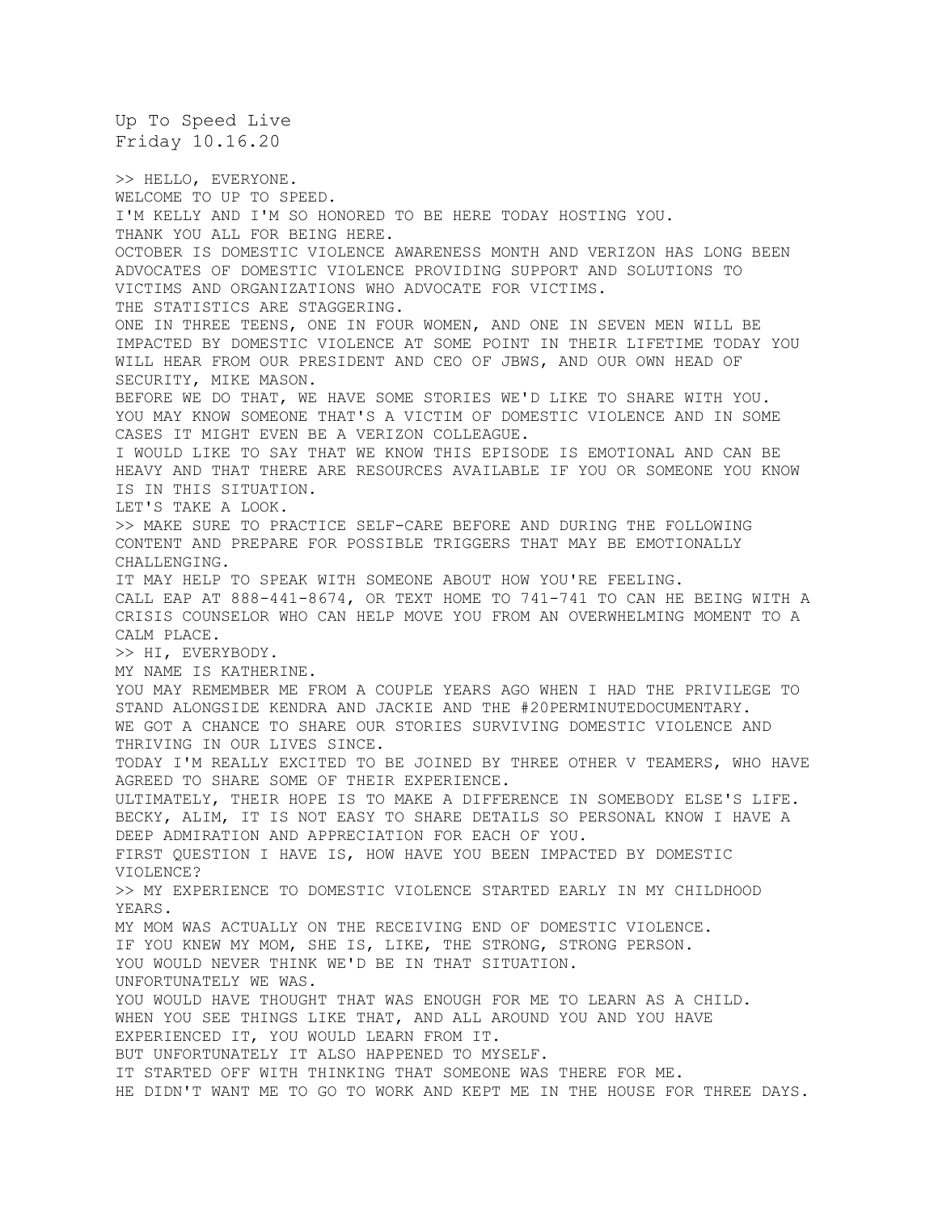Up To Speed Live
Friday 10.16.20

>> HELLO, EVERYONE.
WELCOME TO UP TO SPEED.
I'M KELLY AND I'M SO HONORED TO BE HERE TODAY HOSTING YOU.
THANK YOU ALL FOR BEING HERE.
OCTOBER IS DOMESTIC VIOLENCE AWARENESS MONTH AND VERIZON HAS LONG BEEN ADVOCATES OF DOMESTIC VIOLENCE PROVIDING SUPPORT AND SOLUTIONS TO VICTIMS AND ORGANIZATIONS WHO ADVOCATE FOR VICTIMS.
THE STATISTICS ARE STAGGERING.
ONE IN THREE TEENS, ONE IN FOUR WOMEN, AND ONE IN SEVEN MEN WILL BE IMPACTED BY DOMESTIC VIOLENCE AT SOME POINT IN THEIR LIFETIME TODAY YOU WILL HEAR FROM OUR PRESIDENT AND CEO OF JBWS, AND OUR OWN HEAD OF SECURITY, MIKE MASON.
BEFORE WE DO THAT, WE HAVE SOME STORIES WE'D LIKE TO SHARE WITH YOU.
YOU MAY KNOW SOMEONE THAT'S A VICTIM OF DOMESTIC VIOLENCE AND IN SOME CASES IT MIGHT EVEN BE A VERIZON COLLEAGUE.
I WOULD LIKE TO SAY THAT WE KNOW THIS EPISODE IS EMOTIONAL AND CAN BE HEAVY AND THAT THERE ARE RESOURCES AVAILABLE IF YOU OR SOMEONE YOU KNOW IS IN THIS SITUATION.
LET'S TAKE A LOOK.
>> MAKE SURE TO PRACTICE SELF-CARE BEFORE AND DURING THE FOLLOWING CONTENT AND PREPARE FOR POSSIBLE TRIGGERS THAT MAY BE EMOTIONALLY CHALLENGING.
IT MAY HELP TO SPEAK WITH SOMEONE ABOUT HOW YOU'RE FEELING.
CALL EAP AT 888-441-8674, OR TEXT HOME TO 741-741 TO CAN HE BEING WITH A CRISIS COUNSELOR WHO CAN HELP MOVE YOU FROM AN OVERWHELMING MOMENT TO A CALM PLACE.
>> HI, EVERYBODY.
MY NAME IS KATHERINE.
YOU MAY REMEMBER ME FROM A COUPLE YEARS AGO WHEN I HAD THE PRIVILEGE TO STAND ALONGSIDE KENDRA AND JACKIE AND THE #20PERMINUTEDOCUMENTARY.
WE GOT A CHANCE TO SHARE OUR STORIES SURVIVING DOMESTIC VIOLENCE AND THRIVING IN OUR LIVES SINCE.
TODAY I'M REALLY EXCITED TO BE JOINED BY THREE OTHER V TEAMERS, WHO HAVE AGREED TO SHARE SOME OF THEIR EXPERIENCE.
ULTIMATELY, THEIR HOPE IS TO MAKE A DIFFERENCE IN SOMEBODY ELSE'S LIFE.
BECKY, ALIM, IT IS NOT EASY TO SHARE DETAILS SO PERSONAL KNOW I HAVE A DEEP ADMIRATION AND APPRECIATION FOR EACH OF YOU.
FIRST QUESTION I HAVE IS, HOW HAVE YOU BEEN IMPACTED BY DOMESTIC VIOLENCE?
>> MY EXPERIENCE TO DOMESTIC VIOLENCE STARTED EARLY IN MY CHILDHOOD YEARS.
MY MOM WAS ACTUALLY ON THE RECEIVING END OF DOMESTIC VIOLENCE.
IF YOU KNEW MY MOM, SHE IS, LIKE, THE STRONG, STRONG PERSON.
YOU WOULD NEVER THINK WE'D BE IN THAT SITUATION.
UNFORTUNATELY WE WAS.
YOU WOULD HAVE THOUGHT THAT WAS ENOUGH FOR ME TO LEARN AS A CHILD.
WHEN YOU SEE THINGS LIKE THAT, AND ALL AROUND YOU AND YOU HAVE EXPERIENCED IT, YOU WOULD LEARN FROM IT.
BUT UNFORTUNATELY IT ALSO HAPPENED TO MYSELF.
IT STARTED OFF WITH THINKING THAT SOMEONE WAS THERE FOR ME.
HE DIDN'T WANT ME TO GO TO WORK AND KEPT ME IN THE HOUSE FOR THREE DAYS.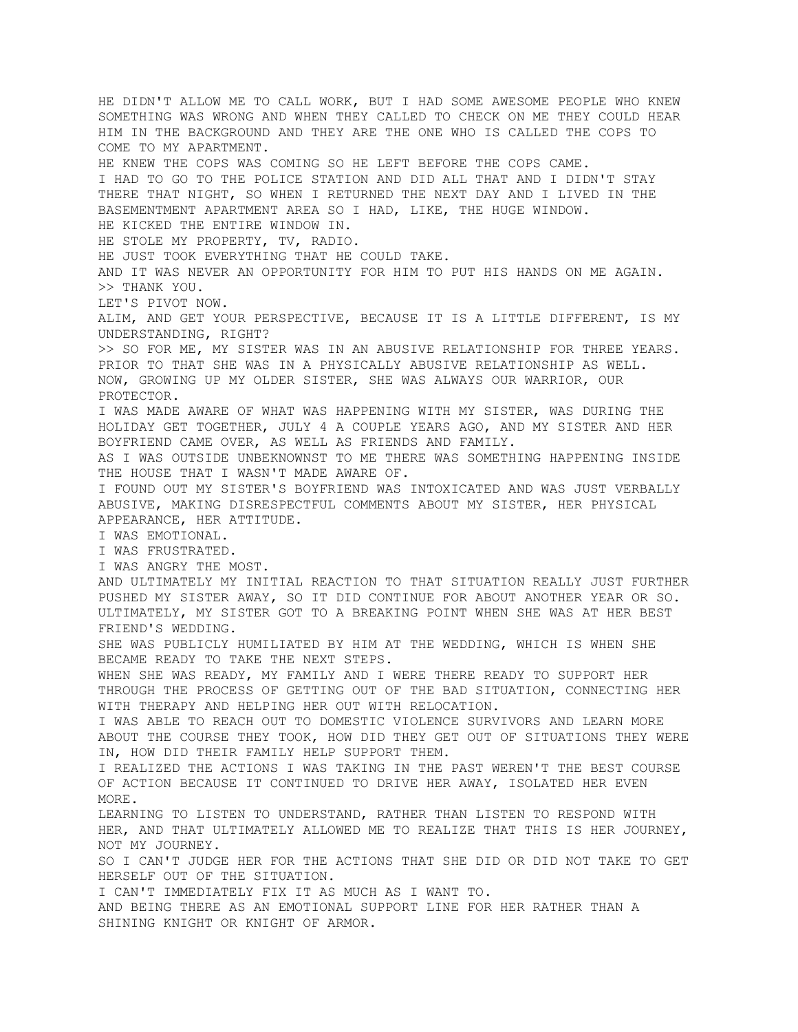HE DIDN'T ALLOW ME TO CALL WORK, BUT I HAD SOME AWESOME PEOPLE WHO KNEW SOMETHING WAS WRONG AND WHEN THEY CALLED TO CHECK ON ME THEY COULD HEAR HIM IN THE BACKGROUND AND THEY ARE THE ONE WHO IS CALLED THE COPS TO COME TO MY APARTMENT.
HE KNEW THE COPS WAS COMING SO HE LEFT BEFORE THE COPS CAME.
I HAD TO GO TO THE POLICE STATION AND DID ALL THAT AND I DIDN'T STAY THERE THAT NIGHT, SO WHEN I RETURNED THE NEXT DAY AND I LIVED IN THE BASEMENTMENT APARTMENT AREA SO I HAD, LIKE, THE HUGE WINDOW.
HE KICKED THE ENTIRE WINDOW IN.
HE STOLE MY PROPERTY, TV, RADIO.
HE JUST TOOK EVERYTHING THAT HE COULD TAKE.
AND IT WAS NEVER AN OPPORTUNITY FOR HIM TO PUT HIS HANDS ON ME AGAIN.
>> THANK YOU.
LET'S PIVOT NOW.
ALIM, AND GET YOUR PERSPECTIVE, BECAUSE IT IS A LITTLE DIFFERENT, IS MY UNDERSTANDING, RIGHT?
>> SO FOR ME, MY SISTER WAS IN AN ABUSIVE RELATIONSHIP FOR THREE YEARS.
PRIOR TO THAT SHE WAS IN A PHYSICALLY ABUSIVE RELATIONSHIP AS WELL.
NOW, GROWING UP MY OLDER SISTER, SHE WAS ALWAYS OUR WARRIOR, OUR PROTECTOR.
I WAS MADE AWARE OF WHAT WAS HAPPENING WITH MY SISTER, WAS DURING THE HOLIDAY GET TOGETHER, JULY 4 A COUPLE YEARS AGO, AND MY SISTER AND HER BOYFRIEND CAME OVER, AS WELL AS FRIENDS AND FAMILY.
AS I WAS OUTSIDE UNBEKNOWNST TO ME THERE WAS SOMETHING HAPPENING INSIDE THE HOUSE THAT I WASN'T MADE AWARE OF.
I FOUND OUT MY SISTER'S BOYFRIEND WAS INTOXICATED AND WAS JUST VERBALLY ABUSIVE, MAKING DISRESPECTFUL COMMENTS ABOUT MY SISTER, HER PHYSICAL APPEARANCE, HER ATTITUDE.
I WAS EMOTIONAL.
I WAS FRUSTRATED.
I WAS ANGRY THE MOST.
AND ULTIMATELY MY INITIAL REACTION TO THAT SITUATION REALLY JUST FURTHER PUSHED MY SISTER AWAY, SO IT DID CONTINUE FOR ABOUT ANOTHER YEAR OR SO.
ULTIMATELY, MY SISTER GOT TO A BREAKING POINT WHEN SHE WAS AT HER BEST FRIEND'S WEDDING.
SHE WAS PUBLICLY HUMILIATED BY HIM AT THE WEDDING, WHICH IS WHEN SHE BECAME READY TO TAKE THE NEXT STEPS.
WHEN SHE WAS READY, MY FAMILY AND I WERE THERE READY TO SUPPORT HER THROUGH THE PROCESS OF GETTING OUT OF THE BAD SITUATION, CONNECTING HER WITH THERAPY AND HELPING HER OUT WITH RELOCATION.
I WAS ABLE TO REACH OUT TO DOMESTIC VIOLENCE SURVIVORS AND LEARN MORE ABOUT THE COURSE THEY TOOK, HOW DID THEY GET OUT OF SITUATIONS THEY WERE IN, HOW DID THEIR FAMILY HELP SUPPORT THEM.
I REALIZED THE ACTIONS I WAS TAKING IN THE PAST WEREN'T THE BEST COURSE OF ACTION BECAUSE IT CONTINUED TO DRIVE HER AWAY, ISOLATED HER EVEN MORE.
LEARNING TO LISTEN TO UNDERSTAND, RATHER THAN LISTEN TO RESPOND WITH HER, AND THAT ULTIMATELY ALLOWED ME TO REALIZE THAT THIS IS HER JOURNEY, NOT MY JOURNEY.
SO I CAN'T JUDGE HER FOR THE ACTIONS THAT SHE DID OR DID NOT TAKE TO GET HERSELF OUT OF THE SITUATION.
I CAN'T IMMEDIATELY FIX IT AS MUCH AS I WANT TO.
AND BEING THERE AS AN EMOTIONAL SUPPORT LINE FOR HER RATHER THAN A SHINING KNIGHT OR KNIGHT OF ARMOR.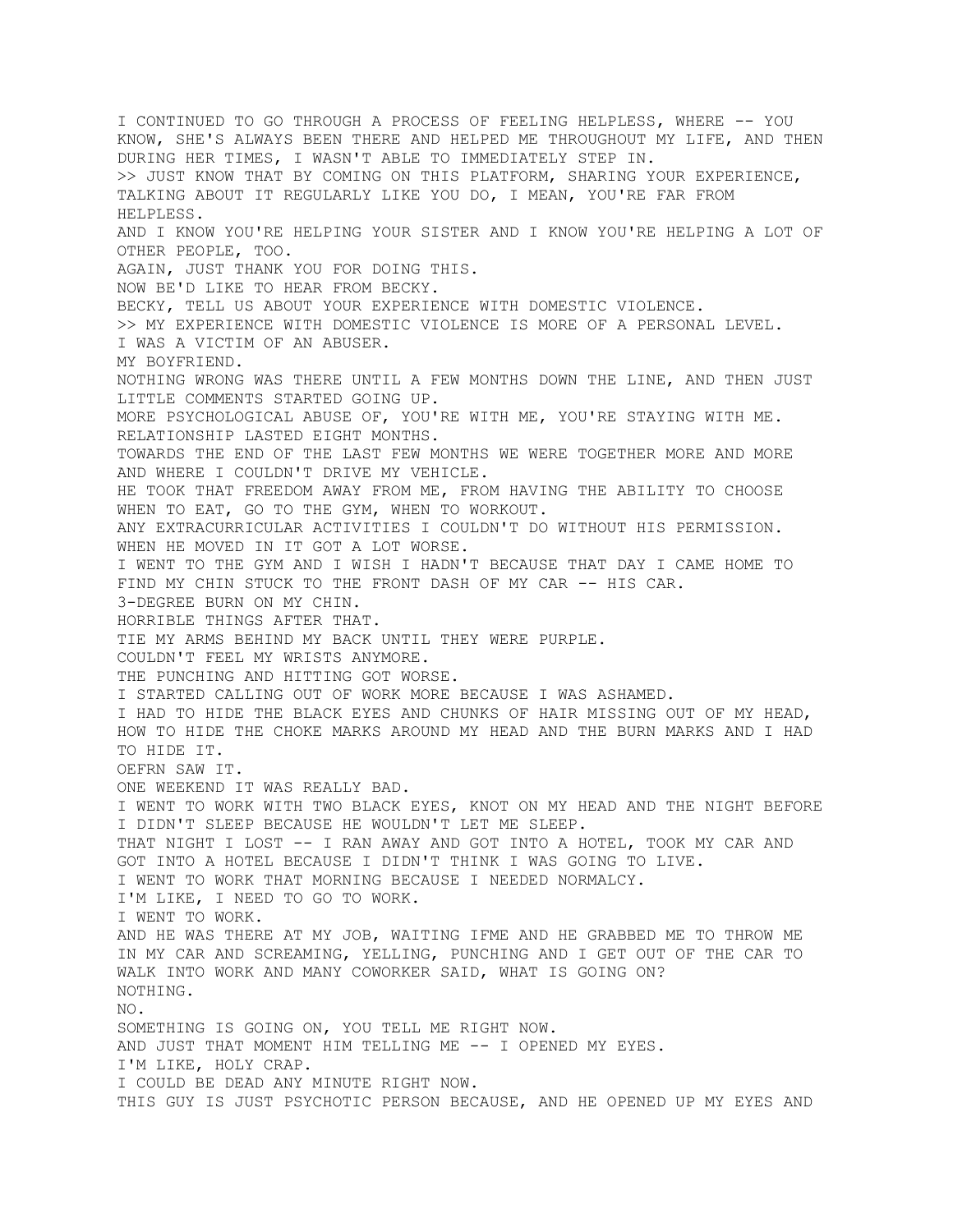I CONTINUED TO GO THROUGH A PROCESS OF FEELING HELPLESS, WHERE -- YOU KNOW, SHE'S ALWAYS BEEN THERE AND HELPED ME THROUGHOUT MY LIFE, AND THEN DURING HER TIMES, I WASN'T ABLE TO IMMEDIATELY STEP IN.
>> JUST KNOW THAT BY COMING ON THIS PLATFORM, SHARING YOUR EXPERIENCE, TALKING ABOUT IT REGULARLY LIKE YOU DO, I MEAN, YOU'RE FAR FROM HELPLESS.
AND I KNOW YOU'RE HELPING YOUR SISTER AND I KNOW YOU'RE HELPING A LOT OF OTHER PEOPLE, TOO.
AGAIN, JUST THANK YOU FOR DOING THIS.
NOW BE'D LIKE TO HEAR FROM BECKY.
BECKY, TELL US ABOUT YOUR EXPERIENCE WITH DOMESTIC VIOLENCE.
>> MY EXPERIENCE WITH DOMESTIC VIOLENCE IS MORE OF A PERSONAL LEVEL.
I WAS A VICTIM OF AN ABUSER.
MY BOYFRIEND.
NOTHING WRONG WAS THERE UNTIL A FEW MONTHS DOWN THE LINE, AND THEN JUST LITTLE COMMENTS STARTED GOING UP.
MORE PSYCHOLOGICAL ABUSE OF, YOU'RE WITH ME, YOU'RE STAYING WITH ME.
RELATIONSHIP LASTED EIGHT MONTHS.
TOWARDS THE END OF THE LAST FEW MONTHS WE WERE TOGETHER MORE AND MORE AND WHERE I COULDN'T DRIVE MY VEHICLE.
HE TOOK THAT FREEDOM AWAY FROM ME, FROM HAVING THE ABILITY TO CHOOSE WHEN TO EAT, GO TO THE GYM, WHEN TO WORKOUT.
ANY EXTRACURRICULAR ACTIVITIES I COULDN'T DO WITHOUT HIS PERMISSION.
WHEN HE MOVED IN IT GOT A LOT WORSE.
I WENT TO THE GYM AND I WISH I HADN'T BECAUSE THAT DAY I CAME HOME TO FIND MY CHIN STUCK TO THE FRONT DASH OF MY CAR -- HIS CAR.
3-DEGREE BURN ON MY CHIN.
HORRIBLE THINGS AFTER THAT.
TIE MY ARMS BEHIND MY BACK UNTIL THEY WERE PURPLE.
COULDN'T FEEL MY WRISTS ANYMORE.
THE PUNCHING AND HITTING GOT WORSE.
I STARTED CALLING OUT OF WORK MORE BECAUSE I WAS ASHAMED.
I HAD TO HIDE THE BLACK EYES AND CHUNKS OF HAIR MISSING OUT OF MY HEAD, HOW TO HIDE THE CHOKE MARKS AROUND MY HEAD AND THE BURN MARKS AND I HAD TO HIDE IT.
OEFRN SAW IT.
ONE WEEKEND IT WAS REALLY BAD.
I WENT TO WORK WITH TWO BLACK EYES, KNOT ON MY HEAD AND THE NIGHT BEFORE I DIDN'T SLEEP BECAUSE HE WOULDN'T LET ME SLEEP.
THAT NIGHT I LOST -- I RAN AWAY AND GOT INTO A HOTEL, TOOK MY CAR AND GOT INTO A HOTEL BECAUSE I DIDN'T THINK I WAS GOING TO LIVE.
I WENT TO WORK THAT MORNING BECAUSE I NEEDED NORMALCY.
I'M LIKE, I NEED TO GO TO WORK.
I WENT TO WORK.
AND HE WAS THERE AT MY JOB, WAITING IFME AND HE GRABBED ME TO THROW ME IN MY CAR AND SCREAMING, YELLING, PUNCHING AND I GET OUT OF THE CAR TO WALK INTO WORK AND MANY COWORKER SAID, WHAT IS GOING ON?
NOTHING.
NO.
SOMETHING IS GOING ON, YOU TELL ME RIGHT NOW.
AND JUST THAT MOMENT HIM TELLING ME -- I OPENED MY EYES.
I'M LIKE, HOLY CRAP.
I COULD BE DEAD ANY MINUTE RIGHT NOW.
THIS GUY IS JUST PSYCHOTIC PERSON BECAUSE, AND HE OPENED UP MY EYES AND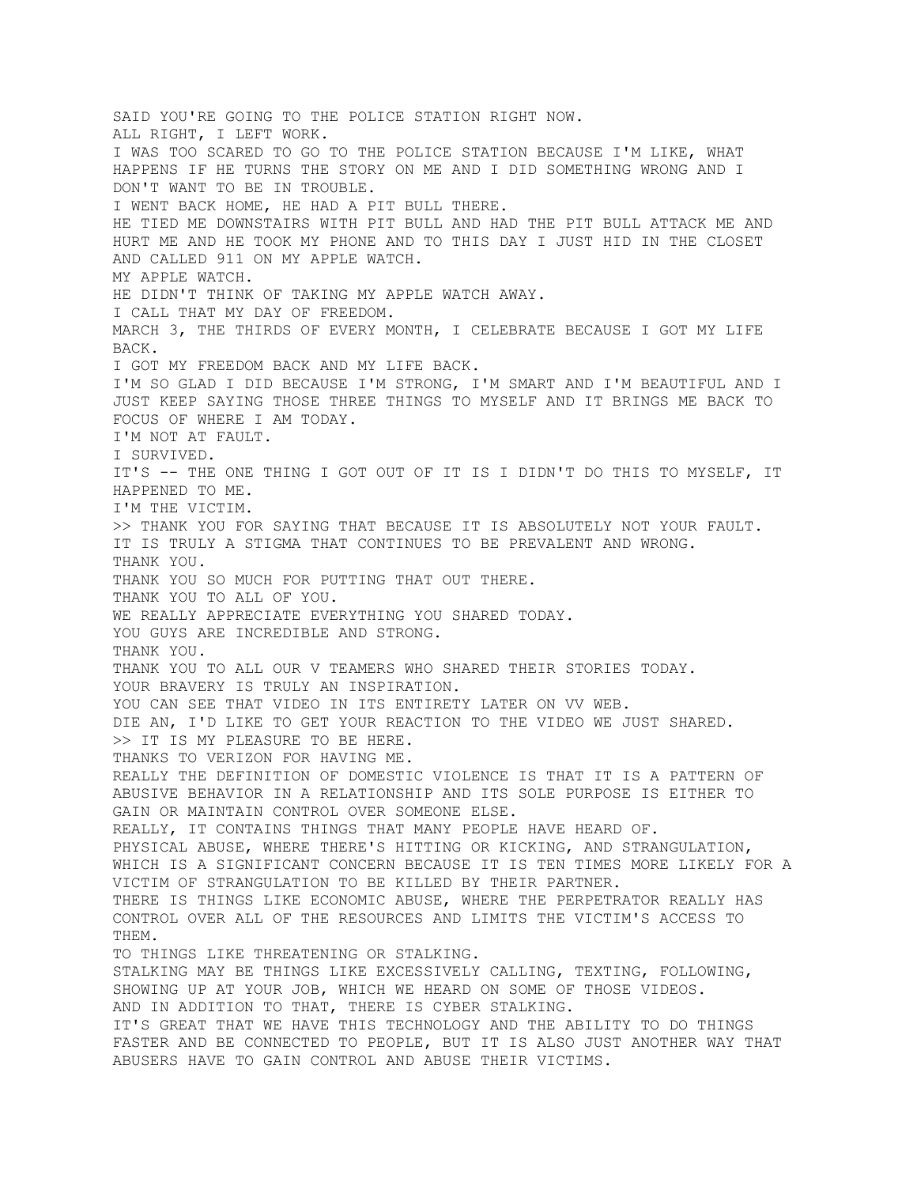SAID YOU'RE GOING TO THE POLICE STATION RIGHT NOW.
ALL RIGHT, I LEFT WORK.
I WAS TOO SCARED TO GO TO THE POLICE STATION BECAUSE I'M LIKE, WHAT HAPPENS IF HE TURNS THE STORY ON ME AND I DID SOMETHING WRONG AND I DON'T WANT TO BE IN TROUBLE.
I WENT BACK HOME, HE HAD A PIT BULL THERE.
HE TIED ME DOWNSTAIRS WITH PIT BULL AND HAD THE PIT BULL ATTACK ME AND HURT ME AND HE TOOK MY PHONE AND TO THIS DAY I JUST HID IN THE CLOSET AND CALLED 911 ON MY APPLE WATCH.
MY APPLE WATCH.
HE DIDN'T THINK OF TAKING MY APPLE WATCH AWAY.
I CALL THAT MY DAY OF FREEDOM.
MARCH 3, THE THIRDS OF EVERY MONTH, I CELEBRATE BECAUSE I GOT MY LIFE BACK.
I GOT MY FREEDOM BACK AND MY LIFE BACK.
I'M SO GLAD I DID BECAUSE I'M STRONG, I'M SMART AND I'M BEAUTIFUL AND I JUST KEEP SAYING THOSE THREE THINGS TO MYSELF AND IT BRINGS ME BACK TO FOCUS OF WHERE I AM TODAY.
I'M NOT AT FAULT.
I SURVIVED.
IT'S -- THE ONE THING I GOT OUT OF IT IS I DIDN'T DO THIS TO MYSELF, IT HAPPENED TO ME.
I'M THE VICTIM.
>> THANK YOU FOR SAYING THAT BECAUSE IT IS ABSOLUTELY NOT YOUR FAULT.
IT IS TRULY A STIGMA THAT CONTINUES TO BE PREVALENT AND WRONG.
THANK YOU.
THANK YOU SO MUCH FOR PUTTING THAT OUT THERE.
THANK YOU TO ALL OF YOU.
WE REALLY APPRECIATE EVERYTHING YOU SHARED TODAY.
YOU GUYS ARE INCREDIBLE AND STRONG.
THANK YOU.
THANK YOU TO ALL OUR V TEAMERS WHO SHARED THEIR STORIES TODAY.
YOUR BRAVERY IS TRULY AN INSPIRATION.
YOU CAN SEE THAT VIDEO IN ITS ENTIRETY LATER ON VV WEB.
DIE AN, I'D LIKE TO GET YOUR REACTION TO THE VIDEO WE JUST SHARED.
>> IT IS MY PLEASURE TO BE HERE.
THANKS TO VERIZON FOR HAVING ME.
REALLY THE DEFINITION OF DOMESTIC VIOLENCE IS THAT IT IS A PATTERN OF ABUSIVE BEHAVIOR IN A RELATIONSHIP AND ITS SOLE PURPOSE IS EITHER TO GAIN OR MAINTAIN CONTROL OVER SOMEONE ELSE.
REALLY, IT CONTAINS THINGS THAT MANY PEOPLE HAVE HEARD OF.
PHYSICAL ABUSE, WHERE THERE'S HITTING OR KICKING, AND STRANGULATION, WHICH IS A SIGNIFICANT CONCERN BECAUSE IT IS TEN TIMES MORE LIKELY FOR A VICTIM OF STRANGULATION TO BE KILLED BY THEIR PARTNER.
THERE IS THINGS LIKE ECONOMIC ABUSE, WHERE THE PERPETRATOR REALLY HAS CONTROL OVER ALL OF THE RESOURCES AND LIMITS THE VICTIM'S ACCESS TO THEM.
TO THINGS LIKE THREATENING OR STALKING.
STALKING MAY BE THINGS LIKE EXCESSIVELY CALLING, TEXTING, FOLLOWING, SHOWING UP AT YOUR JOB, WHICH WE HEARD ON SOME OF THOSE VIDEOS.
AND IN ADDITION TO THAT, THERE IS CYBER STALKING.
IT'S GREAT THAT WE HAVE THIS TECHNOLOGY AND THE ABILITY TO DO THINGS FASTER AND BE CONNECTED TO PEOPLE, BUT IT IS ALSO JUST ANOTHER WAY THAT ABUSERS HAVE TO GAIN CONTROL AND ABUSE THEIR VICTIMS.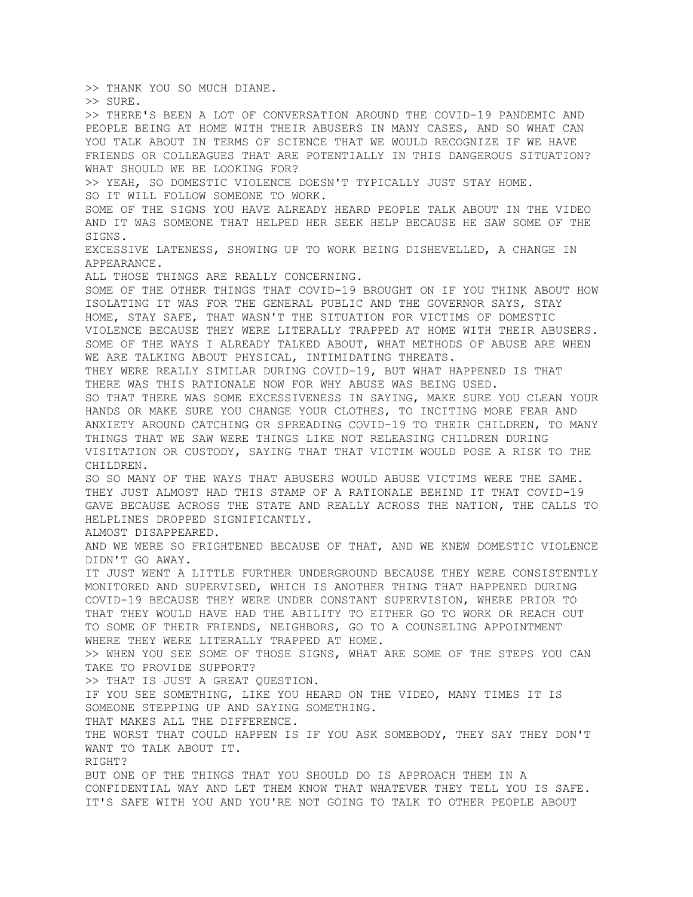>> THANK YOU SO MUCH DIANE.
>> SURE.
>> THERE'S BEEN A LOT OF CONVERSATION AROUND THE COVID-19 PANDEMIC AND PEOPLE BEING AT HOME WITH THEIR ABUSERS IN MANY CASES, AND SO WHAT CAN YOU TALK ABOUT IN TERMS OF SCIENCE THAT WE WOULD RECOGNIZE IF WE HAVE FRIENDS OR COLLEAGUES THAT ARE POTENTIALLY IN THIS DANGEROUS SITUATION?
WHAT SHOULD WE BE LOOKING FOR?
>> YEAH, SO DOMESTIC VIOLENCE DOESN'T TYPICALLY JUST STAY HOME.
SO IT WILL FOLLOW SOMEONE TO WORK.
SOME OF THE SIGNS YOU HAVE ALREADY HEARD PEOPLE TALK ABOUT IN THE VIDEO AND IT WAS SOMEONE THAT HELPED HER SEEK HELP BECAUSE HE SAW SOME OF THE SIGNS.
EXCESSIVE LATENESS, SHOWING UP TO WORK BEING DISHEVELLED, A CHANGE IN APPEARANCE.
ALL THOSE THINGS ARE REALLY CONCERNING.
SOME OF THE OTHER THINGS THAT COVID-19 BROUGHT ON IF YOU THINK ABOUT HOW ISOLATING IT WAS FOR THE GENERAL PUBLIC AND THE GOVERNOR SAYS, STAY HOME, STAY SAFE, THAT WASN'T THE SITUATION FOR VICTIMS OF DOMESTIC VIOLENCE BECAUSE THEY WERE LITERALLY TRAPPED AT HOME WITH THEIR ABUSERS.
SOME OF THE WAYS I ALREADY TALKED ABOUT, WHAT METHODS OF ABUSE ARE WHEN WE ARE TALKING ABOUT PHYSICAL, INTIMIDATING THREATS.
THEY WERE REALLY SIMILAR DURING COVID-19, BUT WHAT HAPPENED IS THAT THERE WAS THIS RATIONALE NOW FOR WHY ABUSE WAS BEING USED.
SO THAT THERE WAS SOME EXCESSIVENESS IN SAYING, MAKE SURE YOU CLEAN YOUR HANDS OR MAKE SURE YOU CHANGE YOUR CLOTHES, TO INCITING MORE FEAR AND ANXIETY AROUND CATCHING OR SPREADING COVID-19 TO THEIR CHILDREN, TO MANY THINGS THAT WE SAW WERE THINGS LIKE NOT RELEASING CHILDREN DURING VISITATION OR CUSTODY, SAYING THAT THAT VICTIM WOULD POSE A RISK TO THE CHILDREN.
SO SO MANY OF THE WAYS THAT ABUSERS WOULD ABUSE VICTIMS WERE THE SAME.
THEY JUST ALMOST HAD THIS STAMP OF A RATIONALE BEHIND IT THAT COVID-19 GAVE BECAUSE ACROSS THE STATE AND REALLY ACROSS THE NATION, THE CALLS TO HELPLINES DROPPED SIGNIFICANTLY.
ALMOST DISAPPEARED.
AND WE WERE SO FRIGHTENED BECAUSE OF THAT, AND WE KNEW DOMESTIC VIOLENCE DIDN'T GO AWAY.
IT JUST WENT A LITTLE FURTHER UNDERGROUND BECAUSE THEY WERE CONSISTENTLY MONITORED AND SUPERVISED, WHICH IS ANOTHER THING THAT HAPPENED DURING COVID-19 BECAUSE THEY WERE UNDER CONSTANT SUPERVISION, WHERE PRIOR TO THAT THEY WOULD HAVE HAD THE ABILITY TO EITHER GO TO WORK OR REACH OUT TO SOME OF THEIR FRIENDS, NEIGHBORS, GO TO A COUNSELING APPOINTMENT WHERE THEY WERE LITERALLY TRAPPED AT HOME.
>> WHEN YOU SEE SOME OF THOSE SIGNS, WHAT ARE SOME OF THE STEPS YOU CAN TAKE TO PROVIDE SUPPORT?
>> THAT IS JUST A GREAT QUESTION.
IF YOU SEE SOMETHING, LIKE YOU HEARD ON THE VIDEO, MANY TIMES IT IS SOMEONE STEPPING UP AND SAYING SOMETHING.
THAT MAKES ALL THE DIFFERENCE.
THE WORST THAT COULD HAPPEN IS IF YOU ASK SOMEBODY, THEY SAY THEY DON'T WANT TO TALK ABOUT IT.
RIGHT?
BUT ONE OF THE THINGS THAT YOU SHOULD DO IS APPROACH THEM IN A CONFIDENTIAL WAY AND LET THEM KNOW THAT WHATEVER THEY TELL YOU IS SAFE.
IT'S SAFE WITH YOU AND YOU'RE NOT GOING TO TALK TO OTHER PEOPLE ABOUT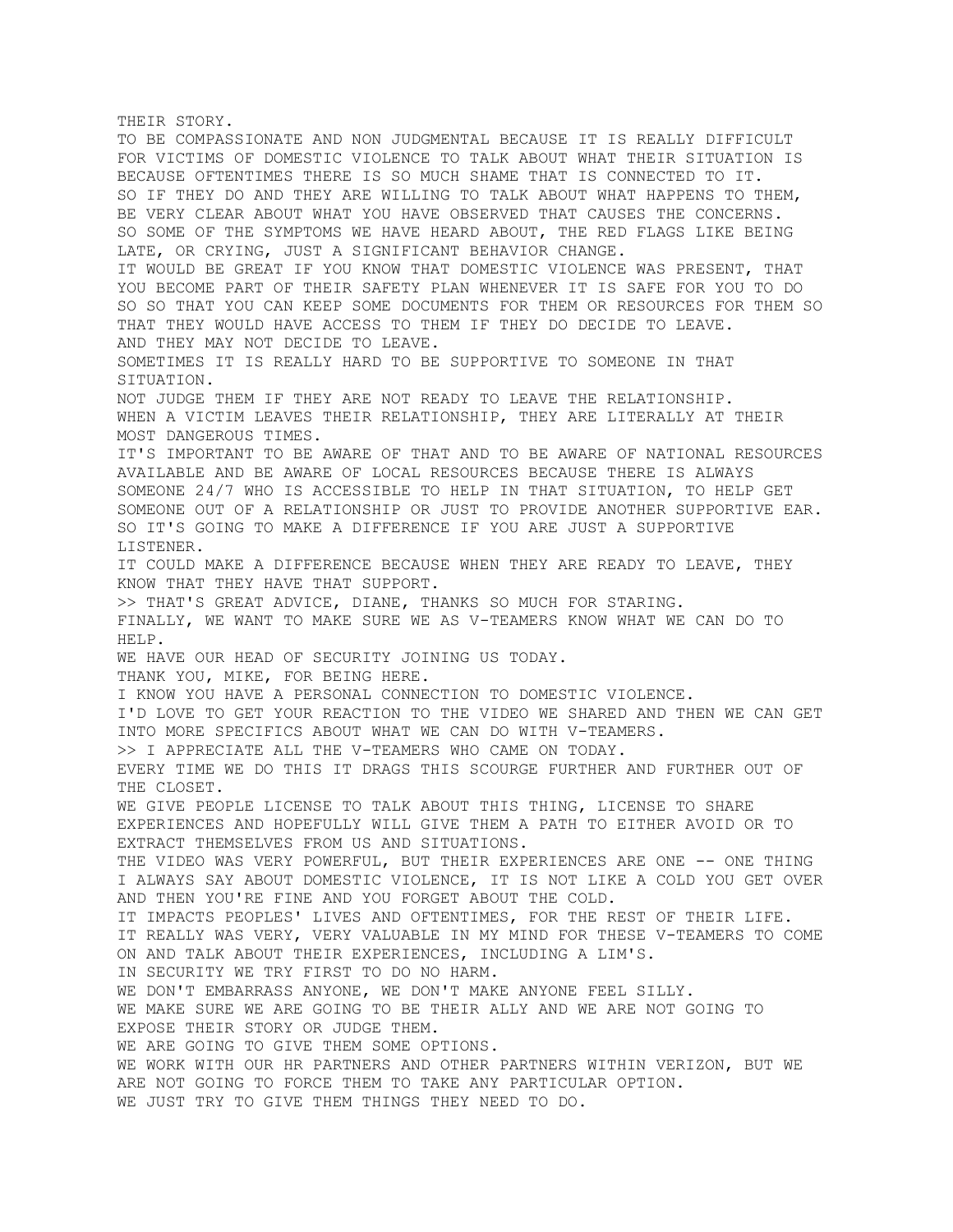THEIR STORY.

TO BE COMPASSIONATE AND NON JUDGMENTAL BECAUSE IT IS REALLY DIFFICULT FOR VICTIMS OF DOMESTIC VIOLENCE TO TALK ABOUT WHAT THEIR SITUATION IS BECAUSE OFTENTIMES THERE IS SO MUCH SHAME THAT IS CONNECTED TO IT.

SO IF THEY DO AND THEY ARE WILLING TO TALK ABOUT WHAT HAPPENS TO THEM, BE VERY CLEAR ABOUT WHAT YOU HAVE OBSERVED THAT CAUSES THE CONCERNS.

SO SOME OF THE SYMPTOMS WE HAVE HEARD ABOUT, THE RED FLAGS LIKE BEING LATE, OR CRYING, JUST A SIGNIFICANT BEHAVIOR CHANGE.

IT WOULD BE GREAT IF YOU KNOW THAT DOMESTIC VIOLENCE WAS PRESENT, THAT YOU BECOME PART OF THEIR SAFETY PLAN WHENEVER IT IS SAFE FOR YOU TO DO SO SO THAT YOU CAN KEEP SOME DOCUMENTS FOR THEM OR RESOURCES FOR THEM SO THAT THEY WOULD HAVE ACCESS TO THEM IF THEY DO DECIDE TO LEAVE.

AND THEY MAY NOT DECIDE TO LEAVE.

SOMETIMES IT IS REALLY HARD TO BE SUPPORTIVE TO SOMEONE IN THAT SITUATION.

NOT JUDGE THEM IF THEY ARE NOT READY TO LEAVE THE RELATIONSHIP.

WHEN A VICTIM LEAVES THEIR RELATIONSHIP, THEY ARE LITERALLY AT THEIR MOST DANGEROUS TIMES.

IT'S IMPORTANT TO BE AWARE OF THAT AND TO BE AWARE OF NATIONAL RESOURCES AVAILABLE AND BE AWARE OF LOCAL RESOURCES BECAUSE THERE IS ALWAYS SOMEONE 24/7 WHO IS ACCESSIBLE TO HELP IN THAT SITUATION, TO HELP GET SOMEONE OUT OF A RELATIONSHIP OR JUST TO PROVIDE ANOTHER SUPPORTIVE EAR.

SO IT'S GOING TO MAKE A DIFFERENCE IF YOU ARE JUST A SUPPORTIVE LISTENER.

IT COULD MAKE A DIFFERENCE BECAUSE WHEN THEY ARE READY TO LEAVE, THEY KNOW THAT THEY HAVE THAT SUPPORT.

>> THAT'S GREAT ADVICE, DIANE, THANKS SO MUCH FOR STARING.

FINALLY, WE WANT TO MAKE SURE WE AS V-TEAMERS KNOW WHAT WE CAN DO TO HELP.

WE HAVE OUR HEAD OF SECURITY JOINING US TODAY.

THANK YOU, MIKE, FOR BEING HERE.

I KNOW YOU HAVE A PERSONAL CONNECTION TO DOMESTIC VIOLENCE.

I'D LOVE TO GET YOUR REACTION TO THE VIDEO WE SHARED AND THEN WE CAN GET INTO MORE SPECIFICS ABOUT WHAT WE CAN DO WITH V-TEAMERS.

>> I APPRECIATE ALL THE V-TEAMERS WHO CAME ON TODAY.

EVERY TIME WE DO THIS IT DRAGS THIS SCOURGE FURTHER AND FURTHER OUT OF THE CLOSET.

WE GIVE PEOPLE LICENSE TO TALK ABOUT THIS THING, LICENSE TO SHARE EXPERIENCES AND HOPEFULLY WILL GIVE THEM A PATH TO EITHER AVOID OR TO EXTRACT THEMSELVES FROM US AND SITUATIONS.

THE VIDEO WAS VERY POWERFUL, BUT THEIR EXPERIENCES ARE ONE -- ONE THING I ALWAYS SAY ABOUT DOMESTIC VIOLENCE, IT IS NOT LIKE A COLD YOU GET OVER AND THEN YOU'RE FINE AND YOU FORGET ABOUT THE COLD.

IT IMPACTS PEOPLES' LIVES AND OFTENTIMES, FOR THE REST OF THEIR LIFE.

IT REALLY WAS VERY, VERY VALUABLE IN MY MIND FOR THESE V-TEAMERS TO COME ON AND TALK ABOUT THEIR EXPERIENCES, INCLUDING A LIM'S.

IN SECURITY WE TRY FIRST TO DO NO HARM.

WE DON'T EMBARRASS ANYONE, WE DON'T MAKE ANYONE FEEL SILLY.

WE MAKE SURE WE ARE GOING TO BE THEIR ALLY AND WE ARE NOT GOING TO EXPOSE THEIR STORY OR JUDGE THEM.

WE ARE GOING TO GIVE THEM SOME OPTIONS.

WE WORK WITH OUR HR PARTNERS AND OTHER PARTNERS WITHIN VERIZON, BUT WE ARE NOT GOING TO FORCE THEM TO TAKE ANY PARTICULAR OPTION.

WE JUST TRY TO GIVE THEM THINGS THEY NEED TO DO.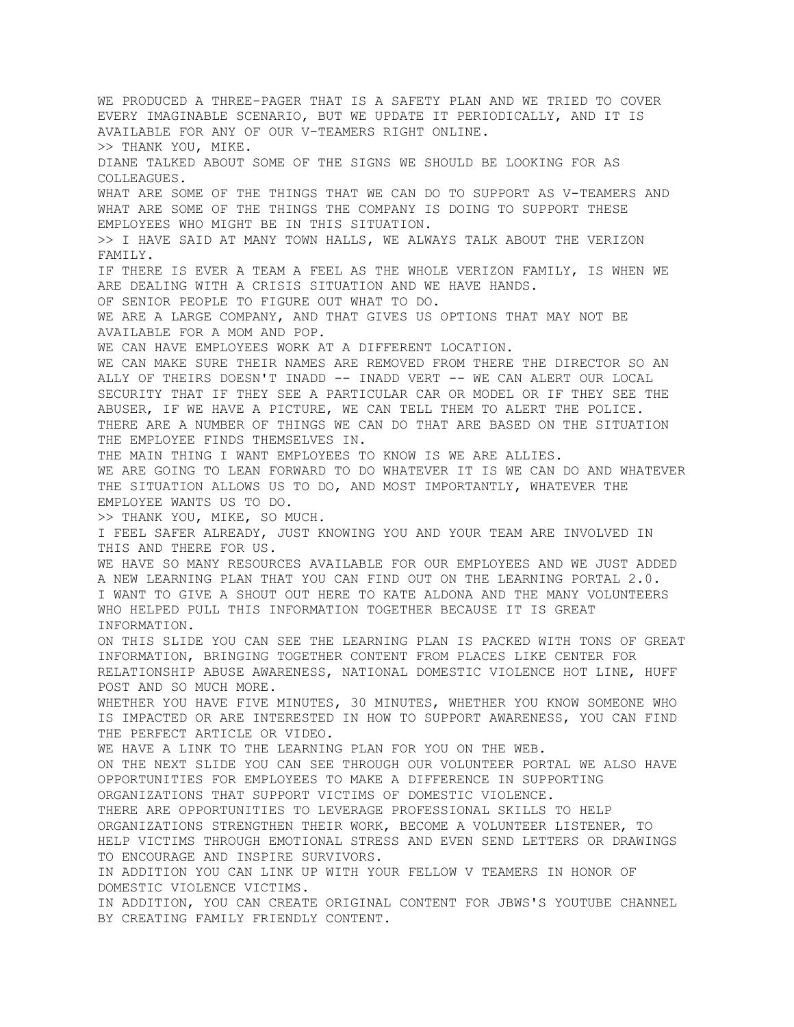WE PRODUCED A THREE-PAGER THAT IS A SAFETY PLAN AND WE TRIED TO COVER EVERY IMAGINABLE SCENARIO, BUT WE UPDATE IT PERIODICALLY, AND IT IS AVAILABLE FOR ANY OF OUR V-TEAMERS RIGHT ONLINE.

>> THANK YOU, MIKE.

DIANE TALKED ABOUT SOME OF THE SIGNS WE SHOULD BE LOOKING FOR AS COLLEAGUES.

WHAT ARE SOME OF THE THINGS THAT WE CAN DO TO SUPPORT AS V-TEAMERS AND WHAT ARE SOME OF THE THINGS THE COMPANY IS DOING TO SUPPORT THESE EMPLOYEES WHO MIGHT BE IN THIS SITUATION.

>> I HAVE SAID AT MANY TOWN HALLS, WE ALWAYS TALK ABOUT THE VERIZON FAMILY.

IF THERE IS EVER A TEAM A FEEL AS THE WHOLE VERIZON FAMILY, IS WHEN WE ARE DEALING WITH A CRISIS SITUATION AND WE HAVE HANDS.

OF SENIOR PEOPLE TO FIGURE OUT WHAT TO DO.

WE ARE A LARGE COMPANY, AND THAT GIVES US OPTIONS THAT MAY NOT BE AVAILABLE FOR A MOM AND POP.

WE CAN HAVE EMPLOYEES WORK AT A DIFFERENT LOCATION.

WE CAN MAKE SURE THEIR NAMES ARE REMOVED FROM THERE THE DIRECTOR SO AN ALLY OF THEIRS DOESN'T INADD -- INADD VERT -- WE CAN ALERT OUR LOCAL SECURITY THAT IF THEY SEE A PARTICULAR CAR OR MODEL OR IF THEY SEE THE ABUSER, IF WE HAVE A PICTURE, WE CAN TELL THEM TO ALERT THE POLICE.

THERE ARE A NUMBER OF THINGS WE CAN DO THAT ARE BASED ON THE SITUATION THE EMPLOYEE FINDS THEMSELVES IN.

THE MAIN THING I WANT EMPLOYEES TO KNOW IS WE ARE ALLIES.

WE ARE GOING TO LEAN FORWARD TO DO WHATEVER IT IS WE CAN DO AND WHATEVER THE SITUATION ALLOWS US TO DO, AND MOST IMPORTANTLY, WHATEVER THE EMPLOYEE WANTS US TO DO.

>> THANK YOU, MIKE, SO MUCH.

I FEEL SAFER ALREADY, JUST KNOWING YOU AND YOUR TEAM ARE INVOLVED IN THIS AND THERE FOR US.

WE HAVE SO MANY RESOURCES AVAILABLE FOR OUR EMPLOYEES AND WE JUST ADDED A NEW LEARNING PLAN THAT YOU CAN FIND OUT ON THE LEARNING PORTAL 2.0.

I WANT TO GIVE A SHOUT OUT HERE TO KATE ALDONA AND THE MANY VOLUNTEERS WHO HELPED PULL THIS INFORMATION TOGETHER BECAUSE IT IS GREAT INFORMATION.

ON THIS SLIDE YOU CAN SEE THE LEARNING PLAN IS PACKED WITH TONS OF GREAT INFORMATION, BRINGING TOGETHER CONTENT FROM PLACES LIKE CENTER FOR RELATIONSHIP ABUSE AWARENESS, NATIONAL DOMESTIC VIOLENCE HOT LINE, HUFF POST AND SO MUCH MORE.

WHETHER YOU HAVE FIVE MINUTES, 30 MINUTES, WHETHER YOU KNOW SOMEONE WHO IS IMPACTED OR ARE INTERESTED IN HOW TO SUPPORT AWARENESS, YOU CAN FIND THE PERFECT ARTICLE OR VIDEO.

WE HAVE A LINK TO THE LEARNING PLAN FOR YOU ON THE WEB.

ON THE NEXT SLIDE YOU CAN SEE THROUGH OUR VOLUNTEER PORTAL WE ALSO HAVE OPPORTUNITIES FOR EMPLOYEES TO MAKE A DIFFERENCE IN SUPPORTING ORGANIZATIONS THAT SUPPORT VICTIMS OF DOMESTIC VIOLENCE.

THERE ARE OPPORTUNITIES TO LEVERAGE PROFESSIONAL SKILLS TO HELP ORGANIZATIONS STRENGTHEN THEIR WORK, BECOME A VOLUNTEER LISTENER, TO HELP VICTIMS THROUGH EMOTIONAL STRESS AND EVEN SEND LETTERS OR DRAWINGS TO ENCOURAGE AND INSPIRE SURVIVORS.

IN ADDITION YOU CAN LINK UP WITH YOUR FELLOW V TEAMERS IN HONOR OF DOMESTIC VIOLENCE VICTIMS.

IN ADDITION, YOU CAN CREATE ORIGINAL CONTENT FOR JBWS'S YOUTUBE CHANNEL BY CREATING FAMILY FRIENDLY CONTENT.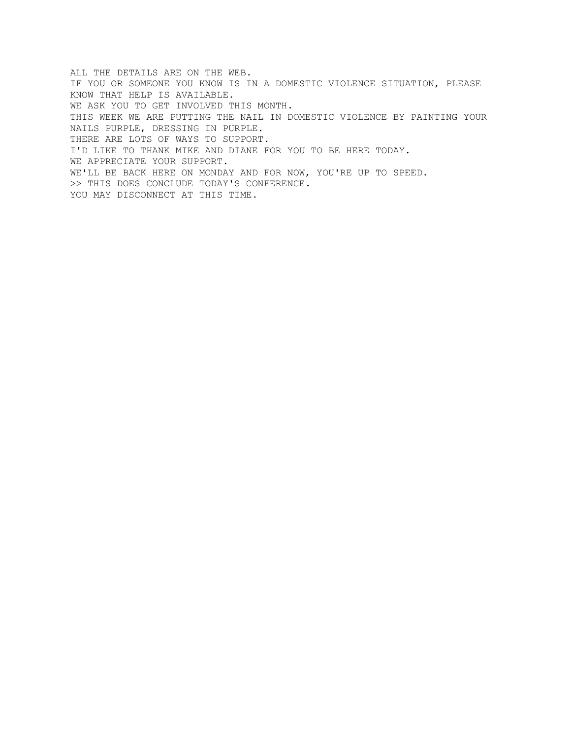ALL THE DETAILS ARE ON THE WEB.
IF YOU OR SOMEONE YOU KNOW IS IN A DOMESTIC VIOLENCE SITUATION, PLEASE KNOW THAT HELP IS AVAILABLE.
WE ASK YOU TO GET INVOLVED THIS MONTH.
THIS WEEK WE ARE PUTTING THE NAIL IN DOMESTIC VIOLENCE BY PAINTING YOUR NAILS PURPLE, DRESSING IN PURPLE.
THERE ARE LOTS OF WAYS TO SUPPORT.
I'D LIKE TO THANK MIKE AND DIANE FOR YOU TO BE HERE TODAY.
WE APPRECIATE YOUR SUPPORT.
WE'LL BE BACK HERE ON MONDAY AND FOR NOW, YOU'RE UP TO SPEED.
>> THIS DOES CONCLUDE TODAY'S CONFERENCE.
YOU MAY DISCONNECT AT THIS TIME.